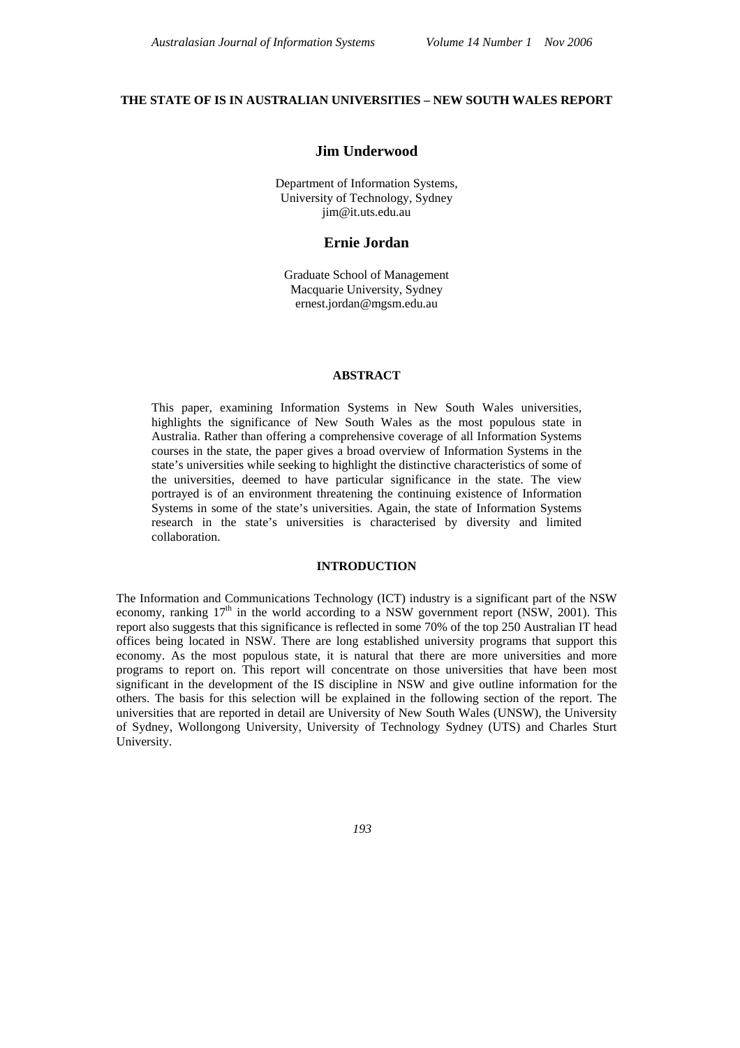# THE STATE OF IS IN AUSTRALIAN UNIVERSITIES – NEW SOUTH WALES REPORT

**Jim Underwood**

Department of Information Systems,
University of Technology, Sydney
jim@it.uts.edu.au

**Ernie Jordan**

Graduate School of Management
Macquarie University, Sydney
ernest.jordan@mgsm.edu.au

## ABSTRACT

This paper, examining Information Systems in New South Wales universities, highlights the significance of New South Wales as the most populous state in Australia. Rather than offering a comprehensive coverage of all Information Systems courses in the state, the paper gives a broad overview of Information Systems in the state's universities while seeking to highlight the distinctive characteristics of some of the universities, deemed to have particular significance in the state. The view portrayed is of an environment threatening the continuing existence of Information Systems in some of the state's universities. Again, the state of Information Systems research in the state's universities is characterised by diversity and limited collaboration.

## INTRODUCTION

The Information and Communications Technology (ICT) industry is a significant part of the NSW economy, ranking 17th in the world according to a NSW government report (NSW, 2001). This report also suggests that this significance is reflected in some 70% of the top 250 Australian IT head offices being located in NSW. There are long established university programs that support this economy. As the most populous state, it is natural that there are more universities and more programs to report on. This report will concentrate on those universities that have been most significant in the development of the IS discipline in NSW and give outline information for the others. The basis for this selection will be explained in the following section of the report. The universities that are reported in detail are University of New South Wales (UNSW), the University of Sydney, Wollongong University, University of Technology Sydney (UTS) and Charles Sturt University.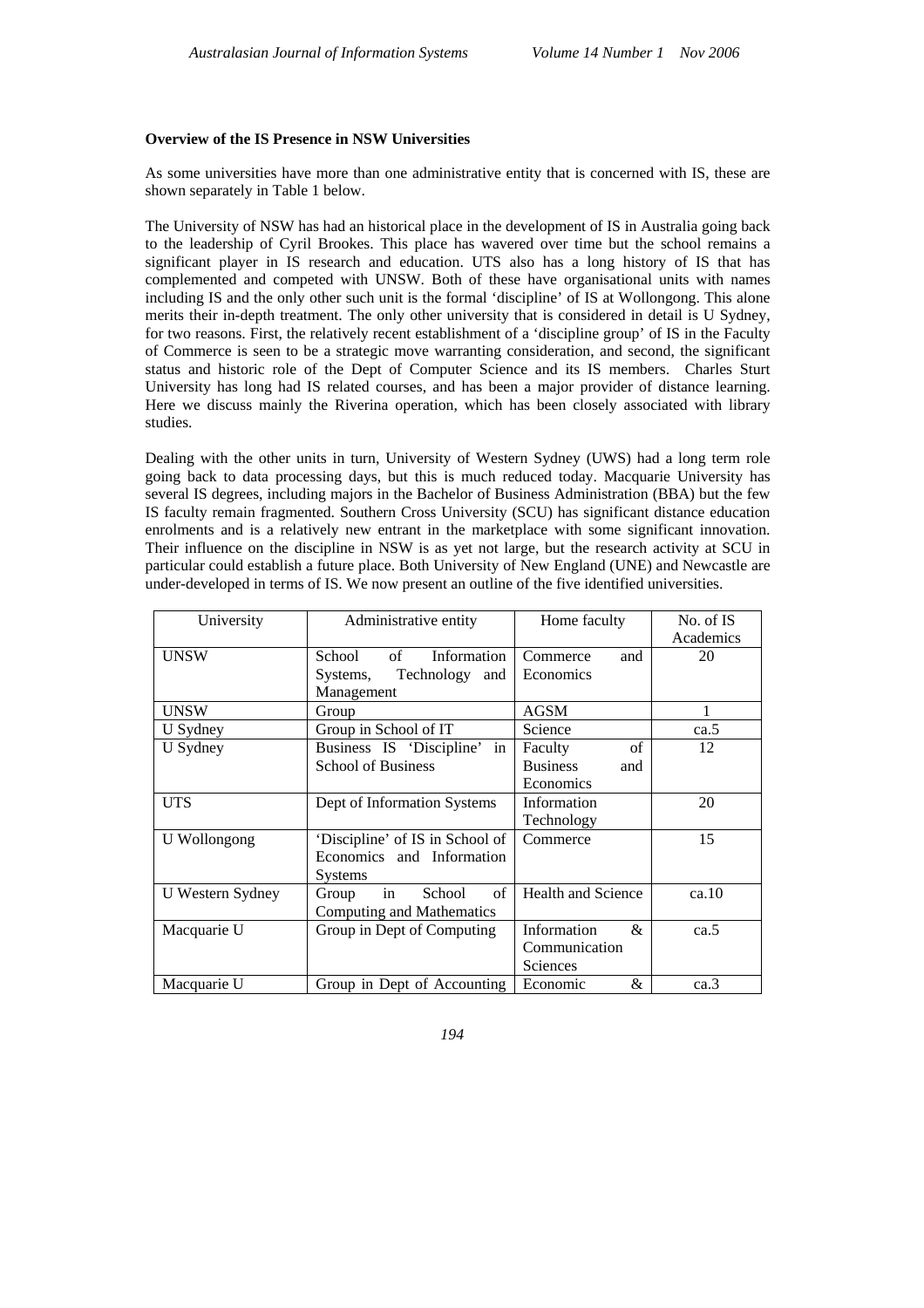**Overview of the IS Presence in NSW Universities**

As some universities have more than one administrative entity that is concerned with IS, these are shown separately in Table 1 below.

The University of NSW has had an historical place in the development of IS in Australia going back to the leadership of Cyril Brookes. This place has wavered over time but the school remains a significant player in IS research and education. UTS also has a long history of IS that has complemented and competed with UNSW. Both of these have organisational units with names including IS and the only other such unit is the formal 'discipline' of IS at Wollongong. This alone merits their in-depth treatment. The only other university that is considered in detail is U Sydney, for two reasons. First, the relatively recent establishment of a 'discipline group' of IS in the Faculty of Commerce is seen to be a strategic move warranting consideration, and second, the significant status and historic role of the Dept of Computer Science and its IS members. Charles Sturt University has long had IS related courses, and has been a major provider of distance learning. Here we discuss mainly the Riverina operation, which has been closely associated with library studies.

Dealing with the other units in turn, University of Western Sydney (UWS) had a long term role going back to data processing days, but this is much reduced today. Macquarie University has several IS degrees, including majors in the Bachelor of Business Administration (BBA) but the few IS faculty remain fragmented. Southern Cross University (SCU) has significant distance education enrolments and is a relatively new entrant in the marketplace with some significant innovation. Their influence on the discipline in NSW is as yet not large, but the research activity at SCU in particular could establish a future place. Both University of New England (UNE) and Newcastle are under-developed in terms of IS. We now present an outline of the five identified universities.

| University | Administrative entity | Home faculty | No. of IS Academics |
|---|---|---|---|
| UNSW | School of Information Systems, Technology and Management | Commerce and Economics | 20 |
| UNSW | Group | AGSM | 1 |
| U Sydney | Group in School of IT | Science | ca.5 |
| U Sydney | Business IS 'Discipline' in School of Business | Faculty of Business and Economics | 12 |
| UTS | Dept of Information Systems | Information Technology | 20 |
| U Wollongong | 'Discipline' of IS in School of Economics and Information Systems | Commerce | 15 |
| U Western Sydney | Group in School of Computing and Mathematics | Health and Science | ca.10 |
| Macquarie U | Group in Dept of Computing | Information & Communication Sciences | ca.5 |
| Macquarie U | Group in Dept of Accounting | Economic & | ca.3 |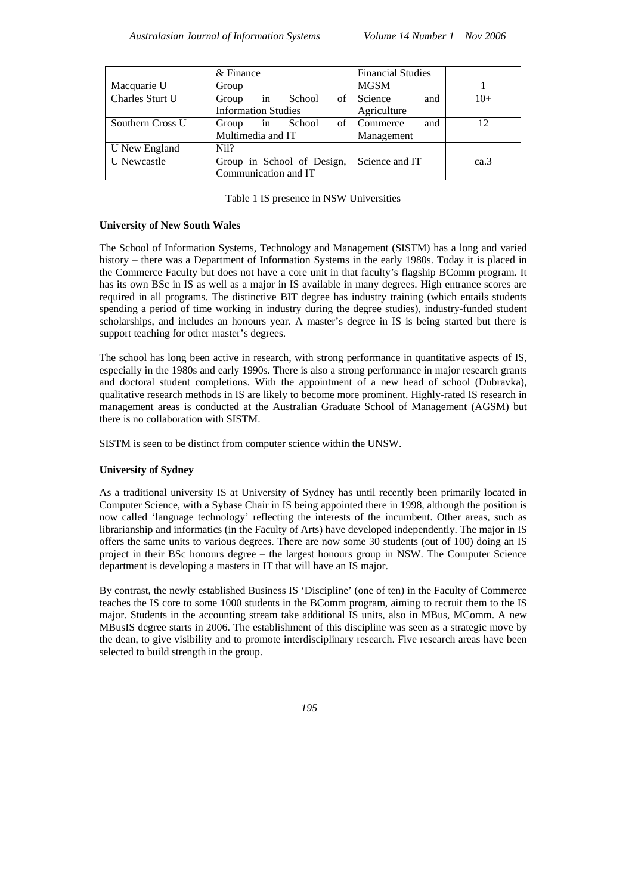| | | | |
|---|---|---|---|
| | & Finance | Financial Studies | |
| Macquarie U | Group | MGSM | 1 |
| Charles Sturt U | Group in School of Information Studies | Science and Agriculture | 10+ |
| Southern Cross U | Group in School of Multimedia and IT | Commerce and Management | 12 |
| U New England | Nil? | | |
| U Newcastle | Group in School of Design, Communication and IT | Science and IT | ca.3 |

Table 1 IS presence in NSW Universities

**University of New South Wales**

The School of Information Systems, Technology and Management (SISTM) has a long and varied history – there was a Department of Information Systems in the early 1980s. Today it is placed in the Commerce Faculty but does not have a core unit in that faculty's flagship BComm program. It has its own BSc in IS as well as a major in IS available in many degrees. High entrance scores are required in all programs. The distinctive BIT degree has industry training (which entails students spending a period of time working in industry during the degree studies), industry-funded student scholarships, and includes an honours year. A master's degree in IS is being started but there is support teaching for other master's degrees.

The school has long been active in research, with strong performance in quantitative aspects of IS, especially in the 1980s and early 1990s. There is also a strong performance in major research grants and doctoral student completions. With the appointment of a new head of school (Dubravka), qualitative research methods in IS are likely to become more prominent. Highly-rated IS research in management areas is conducted at the Australian Graduate School of Management (AGSM) but there is no collaboration with SISTM.

SISTM is seen to be distinct from computer science within the UNSW.

**University of Sydney**

As a traditional university IS at University of Sydney has until recently been primarily located in Computer Science, with a Sybase Chair in IS being appointed there in 1998, although the position is now called 'language technology' reflecting the interests of the incumbent. Other areas, such as librarianship and informatics (in the Faculty of Arts) have developed independently. The major in IS offers the same units to various degrees. There are now some 30 students (out of 100) doing an IS project in their BSc honours degree – the largest honours group in NSW. The Computer Science department is developing a masters in IT that will have an IS major.

By contrast, the newly established Business IS 'Discipline' (one of ten) in the Faculty of Commerce teaches the IS core to some 1000 students in the BComm program, aiming to recruit them to the IS major. Students in the accounting stream take additional IS units, also in MBus, MComm. A new MBusIS degree starts in 2006. The establishment of this discipline was seen as a strategic move by the dean, to give visibility and to promote interdisciplinary research. Five research areas have been selected to build strength in the group.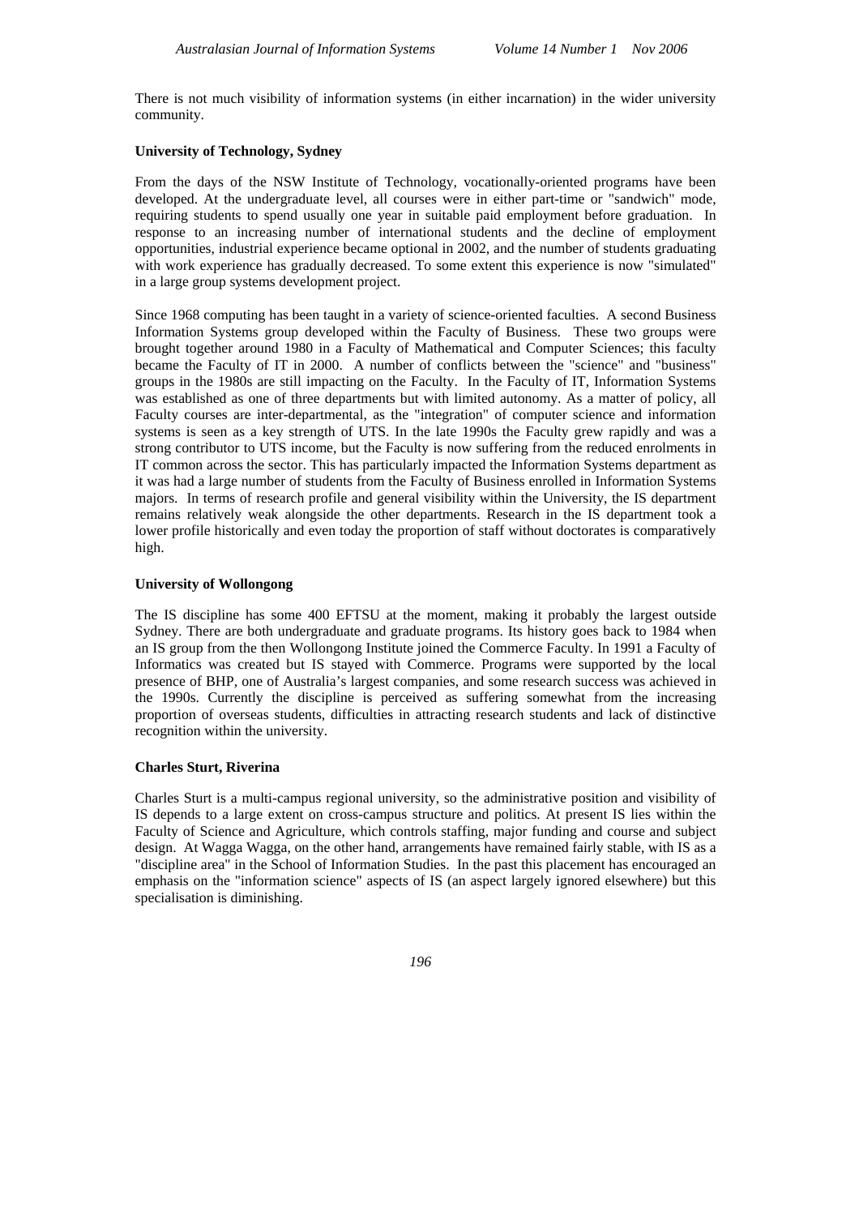There is not much visibility of information systems (in either incarnation) in the wider university community.

**University of Technology, Sydney**

From the days of the NSW Institute of Technology, vocationally-oriented programs have been developed. At the undergraduate level, all courses were in either part-time or "sandwich" mode, requiring students to spend usually one year in suitable paid employment before graduation. In response to an increasing number of international students and the decline of employment opportunities, industrial experience became optional in 2002, and the number of students graduating with work experience has gradually decreased. To some extent this experience is now "simulated" in a large group systems development project.

Since 1968 computing has been taught in a variety of science-oriented faculties. A second Business Information Systems group developed within the Faculty of Business. These two groups were brought together around 1980 in a Faculty of Mathematical and Computer Sciences; this faculty became the Faculty of IT in 2000. A number of conflicts between the "science" and "business" groups in the 1980s are still impacting on the Faculty. In the Faculty of IT, Information Systems was established as one of three departments but with limited autonomy. As a matter of policy, all Faculty courses are inter-departmental, as the "integration" of computer science and information systems is seen as a key strength of UTS. In the late 1990s the Faculty grew rapidly and was a strong contributor to UTS income, but the Faculty is now suffering from the reduced enrolments in IT common across the sector. This has particularly impacted the Information Systems department as it was had a large number of students from the Faculty of Business enrolled in Information Systems majors. In terms of research profile and general visibility within the University, the IS department remains relatively weak alongside the other departments. Research in the IS department took a lower profile historically and even today the proportion of staff without doctorates is comparatively high.

**University of Wollongong**

The IS discipline has some 400 EFTSU at the moment, making it probably the largest outside Sydney. There are both undergraduate and graduate programs. Its history goes back to 1984 when an IS group from the then Wollongong Institute joined the Commerce Faculty. In 1991 a Faculty of Informatics was created but IS stayed with Commerce. Programs were supported by the local presence of BHP, one of Australia's largest companies, and some research success was achieved in the 1990s. Currently the discipline is perceived as suffering somewhat from the increasing proportion of overseas students, difficulties in attracting research students and lack of distinctive recognition within the university.

**Charles Sturt, Riverina**

Charles Sturt is a multi-campus regional university, so the administrative position and visibility of IS depends to a large extent on cross-campus structure and politics. At present IS lies within the Faculty of Science and Agriculture, which controls staffing, major funding and course and subject design. At Wagga Wagga, on the other hand, arrangements have remained fairly stable, with IS as a "discipline area" in the School of Information Studies. In the past this placement has encouraged an emphasis on the "information science" aspects of IS (an aspect largely ignored elsewhere) but this specialisation is diminishing.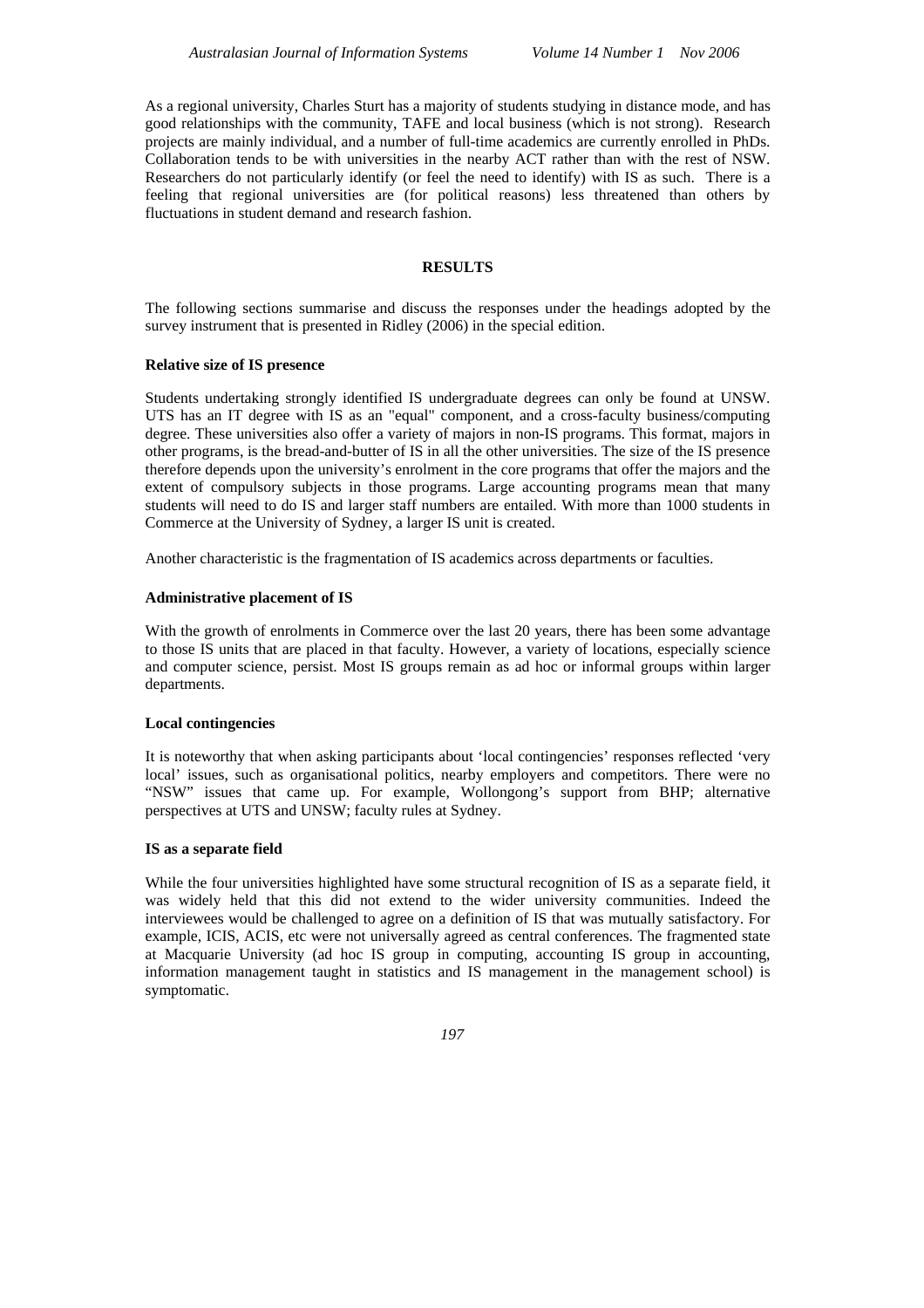As a regional university, Charles Sturt has a majority of students studying in distance mode, and has good relationships with the community, TAFE and local business (which is not strong). Research projects are mainly individual, and a number of full-time academics are currently enrolled in PhDs. Collaboration tends to be with universities in the nearby ACT rather than with the rest of NSW. Researchers do not particularly identify (or feel the need to identify) with IS as such. There is a feeling that regional universities are (for political reasons) less threatened than others by fluctuations in student demand and research fashion.

## RESULTS

The following sections summarise and discuss the responses under the headings adopted by the survey instrument that is presented in Ridley (2006) in the special edition.

### Relative size of IS presence

Students undertaking strongly identified IS undergraduate degrees can only be found at UNSW. UTS has an IT degree with IS as an "equal" component, and a cross-faculty business/computing degree. These universities also offer a variety of majors in non-IS programs. This format, majors in other programs, is the bread-and-butter of IS in all the other universities. The size of the IS presence therefore depends upon the university's enrolment in the core programs that offer the majors and the extent of compulsory subjects in those programs. Large accounting programs mean that many students will need to do IS and larger staff numbers are entailed. With more than 1000 students in Commerce at the University of Sydney, a larger IS unit is created.

Another characteristic is the fragmentation of IS academics across departments or faculties.

### Administrative placement of IS

With the growth of enrolments in Commerce over the last 20 years, there has been some advantage to those IS units that are placed in that faculty. However, a variety of locations, especially science and computer science, persist. Most IS groups remain as ad hoc or informal groups within larger departments.

### Local contingencies

It is noteworthy that when asking participants about 'local contingencies' responses reflected 'very local' issues, such as organisational politics, nearby employers and competitors. There were no "NSW" issues that came up. For example, Wollongong's support from BHP; alternative perspectives at UTS and UNSW; faculty rules at Sydney.

### IS as a separate field

While the four universities highlighted have some structural recognition of IS as a separate field, it was widely held that this did not extend to the wider university communities. Indeed the interviewees would be challenged to agree on a definition of IS that was mutually satisfactory. For example, ICIS, ACIS, etc were not universally agreed as central conferences. The fragmented state at Macquarie University (ad hoc IS group in computing, accounting IS group in accounting, information management taught in statistics and IS management in the management school) is symptomatic.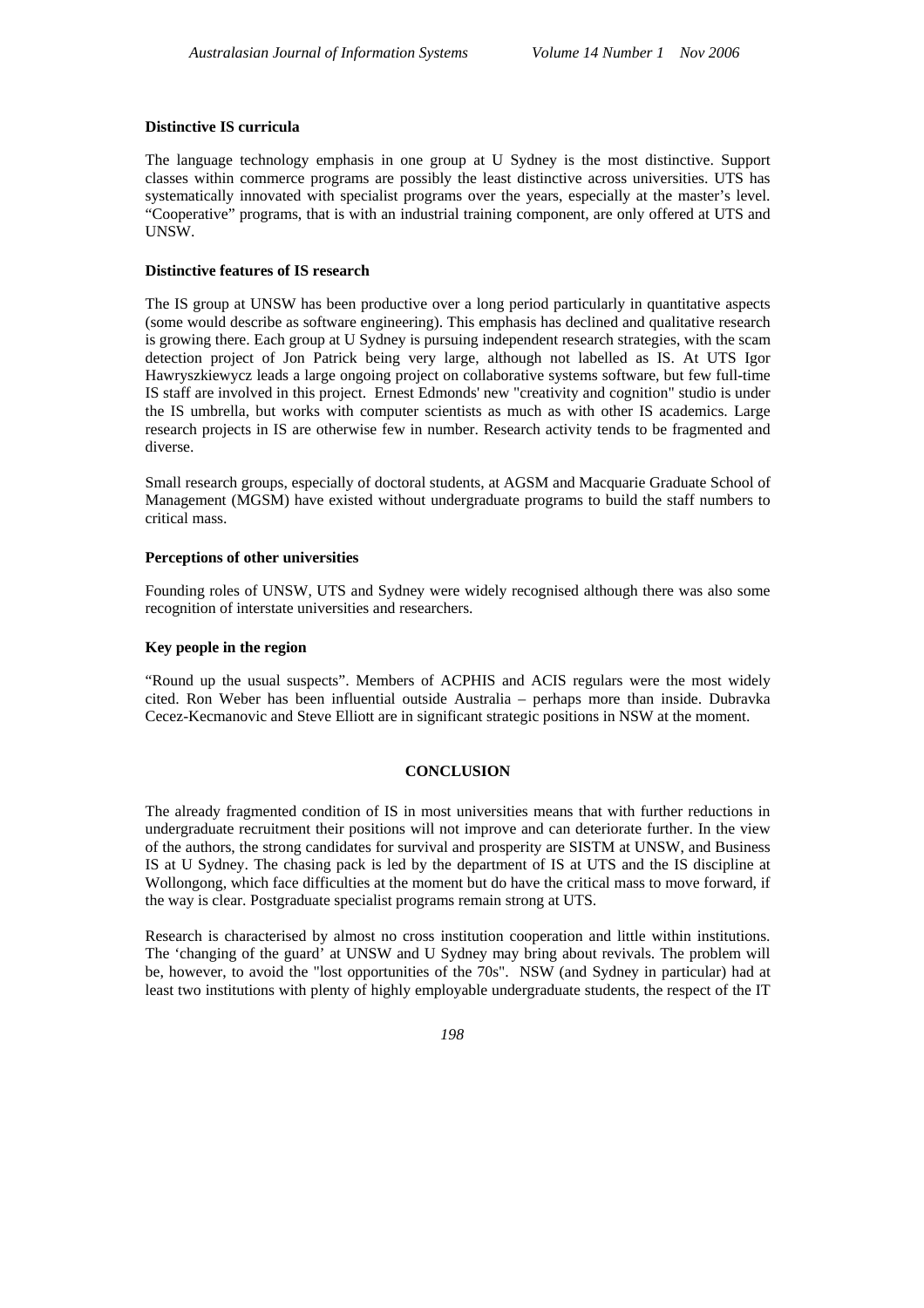### Distinctive IS curricula

The language technology emphasis in one group at U Sydney is the most distinctive. Support classes within commerce programs are possibly the least distinctive across universities. UTS has systematically innovated with specialist programs over the years, especially at the master's level. "Cooperative" programs, that is with an industrial training component, are only offered at UTS and UNSW.

### Distinctive features of IS research

The IS group at UNSW has been productive over a long period particularly in quantitative aspects (some would describe as software engineering). This emphasis has declined and qualitative research is growing there. Each group at U Sydney is pursuing independent research strategies, with the scam detection project of Jon Patrick being very large, although not labelled as IS. At UTS Igor Hawryszkiewycz leads a large ongoing project on collaborative systems software, but few full-time IS staff are involved in this project. Ernest Edmonds' new "creativity and cognition" studio is under the IS umbrella, but works with computer scientists as much as with other IS academics. Large research projects in IS are otherwise few in number. Research activity tends to be fragmented and diverse.

Small research groups, especially of doctoral students, at AGSM and Macquarie Graduate School of Management (MGSM) have existed without undergraduate programs to build the staff numbers to critical mass.

### Perceptions of other universities

Founding roles of UNSW, UTS and Sydney were widely recognised although there was also some recognition of interstate universities and researchers.

### Key people in the region

"Round up the usual suspects". Members of ACPHIS and ACIS regulars were the most widely cited. Ron Weber has been influential outside Australia – perhaps more than inside. Dubravka Cecez-Kecmanovic and Steve Elliott are in significant strategic positions in NSW at the moment.

## CONCLUSION

The already fragmented condition of IS in most universities means that with further reductions in undergraduate recruitment their positions will not improve and can deteriorate further. In the view of the authors, the strong candidates for survival and prosperity are SISTM at UNSW, and Business IS at U Sydney. The chasing pack is led by the department of IS at UTS and the IS discipline at Wollongong, which face difficulties at the moment but do have the critical mass to move forward, if the way is clear. Postgraduate specialist programs remain strong at UTS.

Research is characterised by almost no cross institution cooperation and little within institutions. The 'changing of the guard' at UNSW and U Sydney may bring about revivals. The problem will be, however, to avoid the "lost opportunities of the 70s". NSW (and Sydney in particular) had at least two institutions with plenty of highly employable undergraduate students, the respect of the IT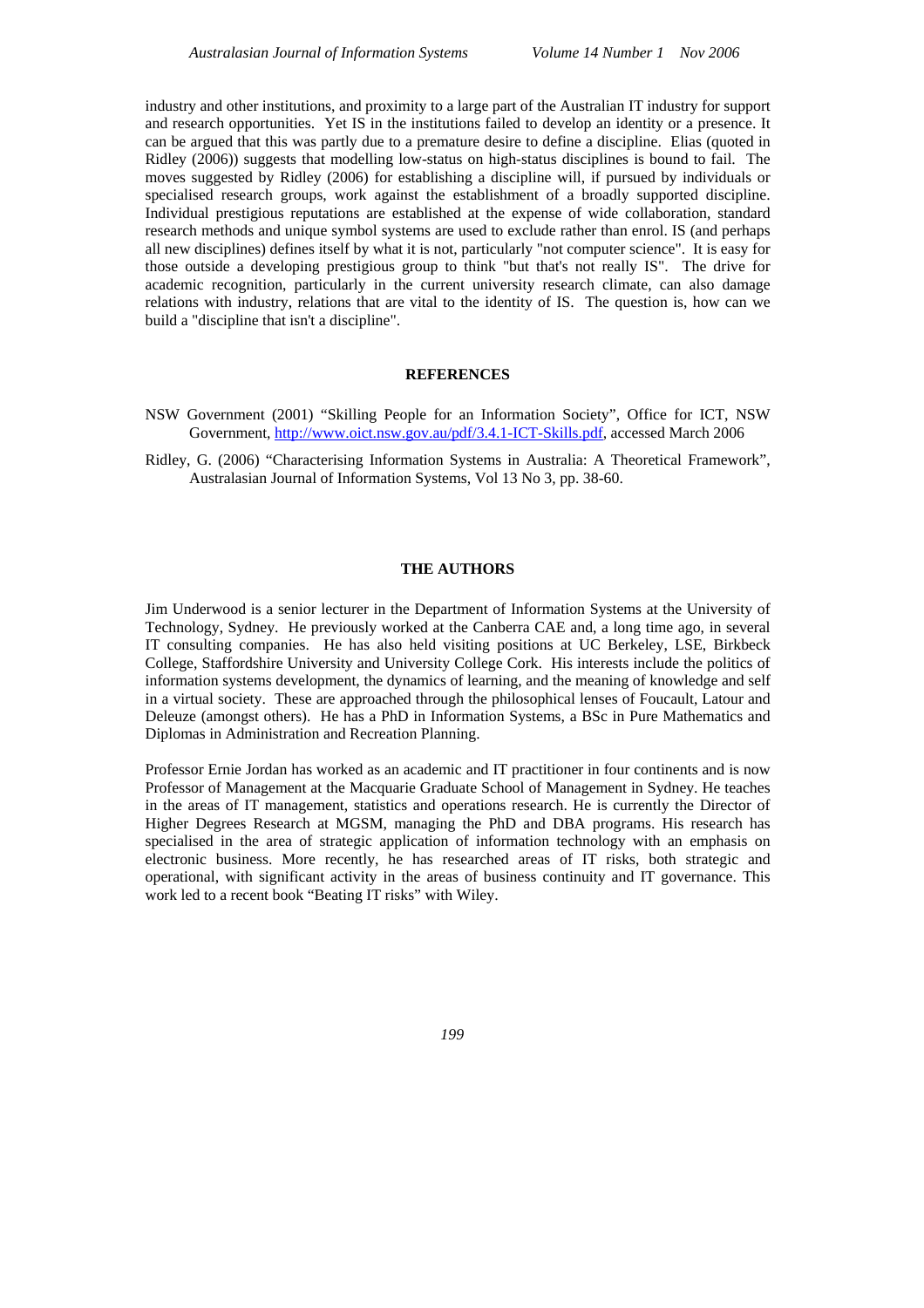industry and other institutions, and proximity to a large part of the Australian IT industry for support and research opportunities. Yet IS in the institutions failed to develop an identity or a presence. It can be argued that this was partly due to a premature desire to define a discipline. Elias (quoted in Ridley (2006)) suggests that modelling low-status on high-status disciplines is bound to fail. The moves suggested by Ridley (2006) for establishing a discipline will, if pursued by individuals or specialised research groups, work against the establishment of a broadly supported discipline. Individual prestigious reputations are established at the expense of wide collaboration, standard research methods and unique symbol systems are used to exclude rather than enrol. IS (and perhaps all new disciplines) defines itself by what it is not, particularly "not computer science". It is easy for those outside a developing prestigious group to think "but that's not really IS". The drive for academic recognition, particularly in the current university research climate, can also damage relations with industry, relations that are vital to the identity of IS. The question is, how can we build a "discipline that isn't a discipline".

## REFERENCES

NSW Government (2001) "Skilling People for an Information Society", Office for ICT, NSW Government, http://www.oict.nsw.gov.au/pdf/3.4.1-ICT-Skills.pdf, accessed March 2006

Ridley, G. (2006) "Characterising Information Systems in Australia: A Theoretical Framework", Australasian Journal of Information Systems, Vol 13 No 3, pp. 38-60.

## THE AUTHORS

Jim Underwood is a senior lecturer in the Department of Information Systems at the University of Technology, Sydney. He previously worked at the Canberra CAE and, a long time ago, in several IT consulting companies. He has also held visiting positions at UC Berkeley, LSE, Birkbeck College, Staffordshire University and University College Cork. His interests include the politics of information systems development, the dynamics of learning, and the meaning of knowledge and self in a virtual society. These are approached through the philosophical lenses of Foucault, Latour and Deleuze (amongst others). He has a PhD in Information Systems, a BSc in Pure Mathematics and Diplomas in Administration and Recreation Planning.

Professor Ernie Jordan has worked as an academic and IT practitioner in four continents and is now Professor of Management at the Macquarie Graduate School of Management in Sydney. He teaches in the areas of IT management, statistics and operations research. He is currently the Director of Higher Degrees Research at MGSM, managing the PhD and DBA programs. His research has specialised in the area of strategic application of information technology with an emphasis on electronic business. More recently, he has researched areas of IT risks, both strategic and operational, with significant activity in the areas of business continuity and IT governance. This work led to a recent book "Beating IT risks" with Wiley.